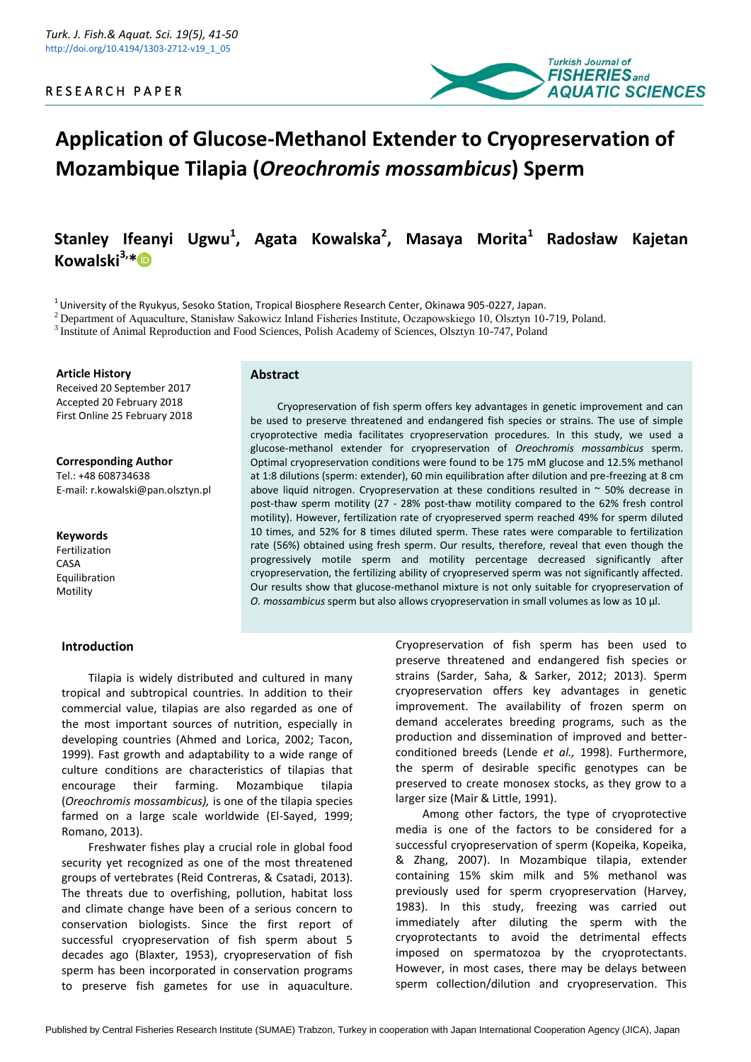RESEARCH PAPER

# Application of Glucose-Methanol Extender to Cryopreservation of Mozambique Tilapia (*Oreochromis mossambicus*) Sperm

**Stanley Ifeanyi Ugwu[1], Agata Kowalska[2], Masaya Morita[1] Radosław Kajetan Kowalski[3,*]**

[1] University of the Ryukyus, Sesoko Station, Tropical Biosphere Research Center, Okinawa 905-0227, Japan.
[2] Department of Aquaculture, Stanisław Sakowicz Inland Fisheries Institute, Oczapowskiego 10, Olsztyn 10-719, Poland.
[3] Institute of Animal Reproduction and Food Sciences, Polish Academy of Sciences, Olsztyn 10-747, Poland

**Article History**
Received 20 September 2017
Accepted 20 February 2018
First Online 25 February 2018

**Corresponding Author**
Tel.: +48 608734638
E-mail: r.kowalski@pan.olsztyn.pl

**Keywords**
Fertilization
CASA
Equilibration
Motility

## Abstract

Cryopreservation of fish sperm offers key advantages in genetic improvement and can be used to preserve threatened and endangered fish species or strains. The use of simple cryoprotective media facilitates cryopreservation procedures. In this study, we used a glucose-methanol extender for cryopreservation of *Oreochromis mossambicus* sperm. Optimal cryopreservation conditions were found to be 175 mM glucose and 12.5% methanol at 1:8 dilutions (sperm: extender), 60 min equilibration after dilution and pre-freezing at 8 cm above liquid nitrogen. Cryopreservation at these conditions resulted in ~ 50% decrease in post-thaw sperm motility (27 - 28% post-thaw motility compared to the 62% fresh control motility). However, fertilization rate of cryopreserved sperm reached 49% for sperm diluted 10 times, and 52% for 8 times diluted sperm. These rates were comparable to fertilization rate (56%) obtained using fresh sperm. Our results, therefore, reveal that even though the progressively motile sperm and motility percentage decreased significantly after cryopreservation, the fertilizing ability of cryopreserved sperm was not significantly affected. Our results show that glucose-methanol mixture is not only suitable for cryopreservation of *O. mossambicus* sperm but also allows cryopreservation in small volumes as low as 10 µl.

## Introduction

Tilapia is widely distributed and cultured in many tropical and subtropical countries. In addition to their commercial value, tilapias are also regarded as one of the most important sources of nutrition, especially in developing countries (Ahmed and Lorica, 2002; Tacon, 1999). Fast growth and adaptability to a wide range of culture conditions are characteristics of tilapias that encourage their farming. Mozambique tilapia (*Oreochromis mossambicus),* is one of the tilapia species farmed on a large scale worldwide (El-Sayed, 1999; Romano, 2013).

Freshwater fishes play a crucial role in global food security yet recognized as one of the most threatened groups of vertebrates (Reid Contreras, & Csatadi, 2013). The threats due to overfishing, pollution, habitat loss and climate change have been of a serious concern to conservation biologists. Since the first report of successful cryopreservation of fish sperm about 5 decades ago (Blaxter, 1953), cryopreservation of fish sperm has been incorporated in conservation programs to preserve fish gametes for use in aquaculture. Cryopreservation of fish sperm has been used to preserve threatened and endangered fish species or strains (Sarder, Saha, & Sarker, 2012; 2013). Sperm cryopreservation offers key advantages in genetic improvement. The availability of frozen sperm on demand accelerates breeding programs, such as the production and dissemination of improved and better-conditioned breeds (Lende *et al.,* 1998). Furthermore, the sperm of desirable specific genotypes can be preserved to create monosex stocks, as they grow to a larger size (Mair & Little, 1991).

Among other factors, the type of cryoprotective media is one of the factors to be considered for a successful cryopreservation of sperm (Kopeika, Kopeika, & Zhang, 2007). In Mozambique tilapia, extender containing 15% skim milk and 5% methanol was previously used for sperm cryopreservation (Harvey, 1983). In this study, freezing was carried out immediately after diluting the sperm with the cryoprotectants to avoid the detrimental effects imposed on spermatozoa by the cryoprotectants. However, in most cases, there may be delays between sperm collection/dilution and cryopreservation. This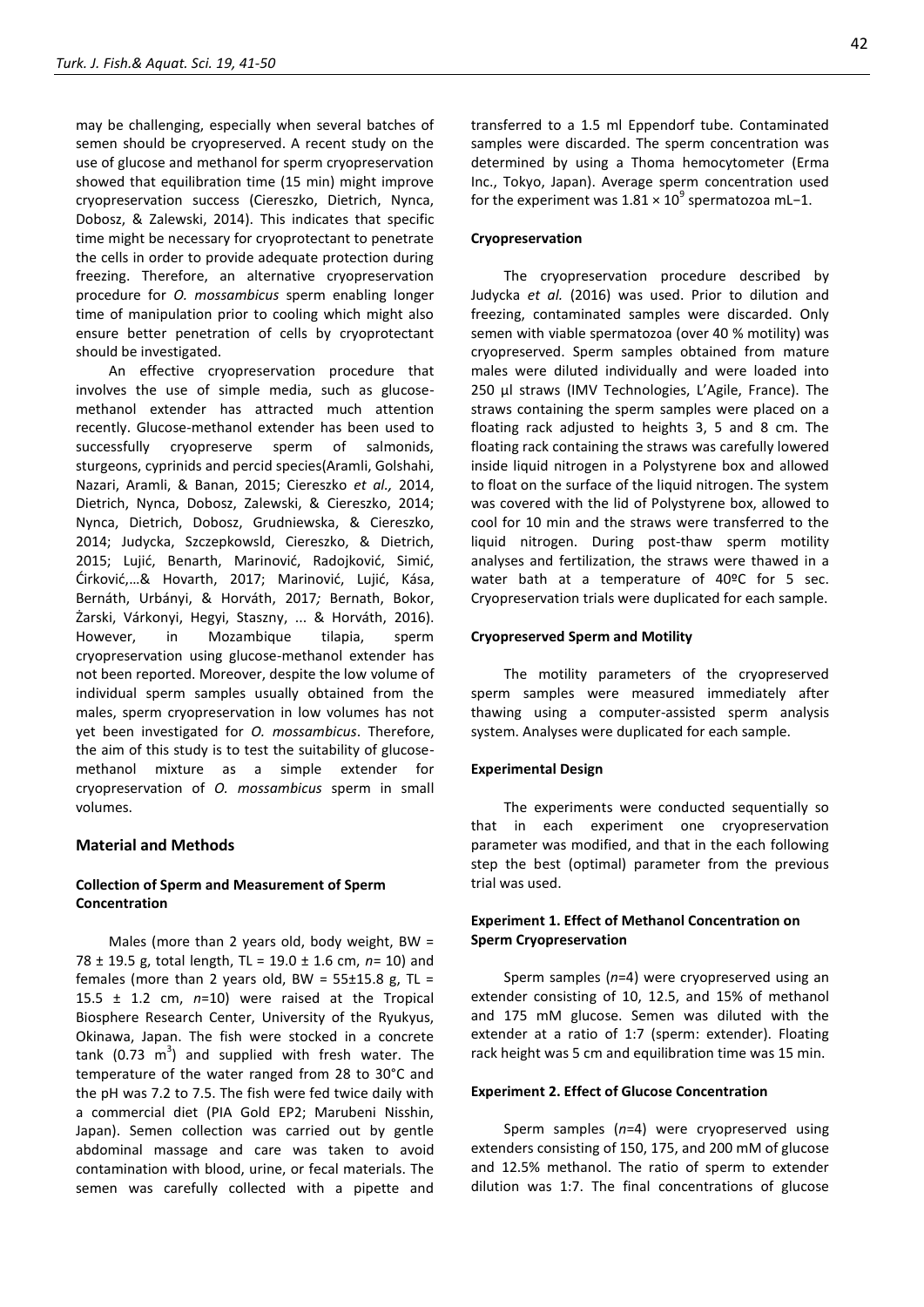may be challenging, especially when several batches of semen should be cryopreserved. A recent study on the use of glucose and methanol for sperm cryopreservation showed that equilibration time (15 min) might improve cryopreservation success (Ciereszko, Dietrich, Nynca, Dobosz, & Zalewski, 2014). This indicates that specific time might be necessary for cryoprotectant to penetrate the cells in order to provide adequate protection during freezing. Therefore, an alternative cryopreservation procedure for *O. mossambicus* sperm enabling longer time of manipulation prior to cooling which might also ensure better penetration of cells by cryoprotectant should be investigated.

An effective cryopreservation procedure that involves the use of simple media, such as glucose-methanol extender has attracted much attention recently. Glucose-methanol extender has been used to successfully cryopreserve sperm of salmonids, sturgeons, cyprinids and percid species(Aramli, Golshahi, Nazari, Aramli, & Banan, 2015; Ciereszko *et al.,* 2014, Dietrich, Nynca, Dobosz, Zalewski, & Ciereszko, 2014; Nynca, Dietrich, Dobosz, Grudniewska, & Ciereszko, 2014; Judycka, Szczepkowsld, Ciereszko, & Dietrich, 2015; Lujić, Benarth, Marinović, Radojković, Simić, Ćirković,…& Hovarth, 2017; Marinović, Lujić, Kása, Bernáth, Urbányi, & Horváth, 2017*;* Bernath, Bokor, Żarski, Várkonyi, Hegyi, Staszny, ... & Horváth, 2016). However, in Mozambique tilapia, sperm cryopreservation using glucose-methanol extender has not been reported. Moreover, despite the low volume of individual sperm samples usually obtained from the males, sperm cryopreservation in low volumes has not yet been investigated for *O. mossambicus*. Therefore, the aim of this study is to test the suitability of glucose-methanol mixture as a simple extender for cryopreservation of *O. mossambicus* sperm in small volumes.

## Material and Methods

### Collection of Sperm and Measurement of Sperm Concentration

Males (more than 2 years old, body weight, BW = 78 ± 19.5 g, total length, TL = 19.0 ± 1.6 cm, *n*= 10) and females (more than 2 years old, BW = 55±15.8 g, TL = 15.5 ± 1.2 cm, *n*=10) were raised at the Tropical Biosphere Research Center, University of the Ryukyus, Okinawa, Japan. The fish were stocked in a concrete tank (0.73 $m^3$) and supplied with fresh water. The temperature of the water ranged from 28 to 30°C and the pH was 7.2 to 7.5. The fish were fed twice daily with a commercial diet (PIA Gold EP2; Marubeni Nisshin, Japan). Semen collection was carried out by gentle abdominal massage and care was taken to avoid contamination with blood, urine, or fecal materials. The semen was carefully collected with a pipette and transferred to a 1.5 ml Eppendorf tube. Contaminated samples were discarded. The sperm concentration was determined by using a Thoma hemocytometer (Erma Inc., Tokyo, Japan). Average sperm concentration used for the experiment was $1.81 \times 10^9$ spermatozoa mL−1.

### Cryopreservation

The cryopreservation procedure described by Judycka *et al.* (2016) was used. Prior to dilution and freezing, contaminated samples were discarded. Only semen with viable spermatozoa (over 40 % motility) was cryopreserved. Sperm samples obtained from mature males were diluted individually and were loaded into 250 µl straws (IMV Technologies, L'Agile, France). The straws containing the sperm samples were placed on a floating rack adjusted to heights 3, 5 and 8 cm. The floating rack containing the straws was carefully lowered inside liquid nitrogen in a Polystyrene box and allowed to float on the surface of the liquid nitrogen. The system was covered with the lid of Polystyrene box, allowed to cool for 10 min and the straws were transferred to the liquid nitrogen. During post-thaw sperm motility analyses and fertilization, the straws were thawed in a water bath at a temperature of 40ºC for 5 sec. Cryopreservation trials were duplicated for each sample.

### Cryopreserved Sperm and Motility

The motility parameters of the cryopreserved sperm samples were measured immediately after thawing using a computer-assisted sperm analysis system. Analyses were duplicated for each sample.

### Experimental Design

The experiments were conducted sequentially so that in each experiment one cryopreservation parameter was modified, and that in the each following step the best (optimal) parameter from the previous trial was used.

### Experiment 1. Effect of Methanol Concentration on Sperm Cryopreservation

Sperm samples (*n*=4) were cryopreserved using an extender consisting of 10, 12.5, and 15% of methanol and 175 mM glucose. Semen was diluted with the extender at a ratio of 1:7 (sperm: extender). Floating rack height was 5 cm and equilibration time was 15 min.

### Experiment 2. Effect of Glucose Concentration

Sperm samples (*n*=4) were cryopreserved using extenders consisting of 150, 175, and 200 mM of glucose and 12.5% methanol. The ratio of sperm to extender dilution was 1:7. The final concentrations of glucose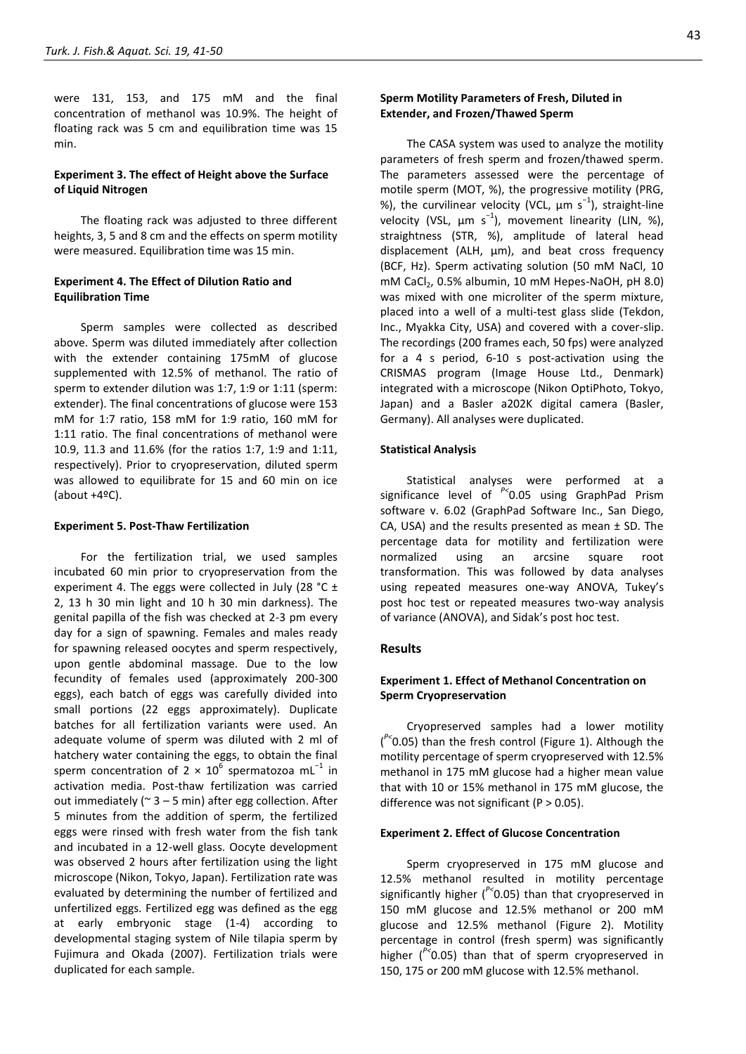were 131, 153, and 175 mM and the final concentration of methanol was 10.9%. The height of floating rack was 5 cm and equilibration time was 15 min.

### Experiment 3. The effect of Height above the Surface of Liquid Nitrogen

The floating rack was adjusted to three different heights, 3, 5 and 8 cm and the effects on sperm motility were measured. Equilibration time was 15 min.

### Experiment 4. The Effect of Dilution Ratio and Equilibration Time

Sperm samples were collected as described above. Sperm was diluted immediately after collection with the extender containing 175mM of glucose supplemented with 12.5% of methanol. The ratio of sperm to extender dilution was 1:7, 1:9 or 1:11 (sperm: extender). The final concentrations of glucose were 153 mM for 1:7 ratio, 158 mM for 1:9 ratio, 160 mM for 1:11 ratio. The final concentrations of methanol were 10.9, 11.3 and 11.6% (for the ratios 1:7, 1:9 and 1:11, respectively). Prior to cryopreservation, diluted sperm was allowed to equilibrate for 15 and 60 min on ice (about +4ºC).

### Experiment 5. Post-Thaw Fertilization

For the fertilization trial, we used samples incubated 60 min prior to cryopreservation from the experiment 4. The eggs were collected in July (28 °C ± 2, 13 h 30 min light and 10 h 30 min darkness). The genital papilla of the fish was checked at 2-3 pm every day for a sign of spawning. Females and males ready for spawning released oocytes and sperm respectively, upon gentle abdominal massage. Due to the low fecundity of females used (approximately 200-300 eggs), each batch of eggs was carefully divided into small portions (22 eggs approximately). Duplicate batches for all fertilization variants were used. An adequate volume of sperm was diluted with 2 ml of hatchery water containing the eggs, to obtain the final sperm concentration of $2 \times 10^6$ spermatozoa $mL^{-1}$ in activation media. Post-thaw fertilization was carried out immediately (~ 3 – 5 min) after egg collection. After 5 minutes from the addition of sperm, the fertilized eggs were rinsed with fresh water from the fish tank and incubated in a 12-well glass. Oocyte development was observed 2 hours after fertilization using the light microscope (Nikon, Tokyo, Japan). Fertilization rate was evaluated by determining the number of fertilized and unfertilized eggs. Fertilized egg was defined as the egg at early embryonic stage (1-4) according to developmental staging system of Nile tilapia sperm by Fujimura and Okada (2007). Fertilization trials were duplicated for each sample.

### Sperm Motility Parameters of Fresh, Diluted in Extender, and Frozen/Thawed Sperm

The CASA system was used to analyze the motility parameters of fresh sperm and frozen/thawed sperm. The parameters assessed were the percentage of motile sperm (MOT, %), the progressive motility (PRG, %), the curvilinear velocity (VCL, $\mu m\ s^{-1}$), straight-line velocity (VSL, $\mu m\ s^{-1}$), movement linearity (LIN, %), straightness (STR, %), amplitude of lateral head displacement (ALH, µm), and beat cross frequency (BCF, Hz). Sperm activating solution (50 mM NaCl, 10 mM $CaCl_2$, 0.5% albumin, 10 mM Hepes-NaOH, pH 8.0) was mixed with one microliter of the sperm mixture, placed into a well of a multi-test glass slide (Tekdon, Inc., Myakka City, USA) and covered with a cover-slip. The recordings (200 frames each, 50 fps) were analyzed for a 4 s period, 6-10 s post-activation using the CRISMAS program (Image House Ltd., Denmark) integrated with a microscope (Nikon OptiPhoto, Tokyo, Japan) and a Basler a202K digital camera (Basler, Germany). All analyses were duplicated.

### Statistical Analysis

Statistical analyses were performed at a significance level of $^{P<}0.05$ using GraphPad Prism software v. 6.02 (GraphPad Software Inc., San Diego, CA, USA) and the results presented as mean ± SD. The percentage data for motility and fertilization were normalized using an arcsine square root transformation. This was followed by data analyses using repeated measures one-way ANOVA, Tukey's post hoc test or repeated measures two-way analysis of variance (ANOVA), and Sidak's post hoc test.

## Results

### Experiment 1. Effect of Methanol Concentration on Sperm Cryopreservation

Cryopreserved samples had a lower motility ($^{P<}0.05$) than the fresh control (Figure 1). Although the motility percentage of sperm cryopreserved with 12.5% methanol in 175 mM glucose had a higher mean value that with 10 or 15% methanol in 175 mM glucose, the difference was not significant (P > 0.05).

### Experiment 2. Effect of Glucose Concentration

Sperm cryopreserved in 175 mM glucose and 12.5% methanol resulted in motility percentage significantly higher ($^{P<}0.05$) than that cryopreserved in 150 mM glucose and 12.5% methanol or 200 mM glucose and 12.5% methanol (Figure 2). Motility percentage in control (fresh sperm) was significantly higher ($^{P<}0.05$) than that of sperm cryopreserved in 150, 175 or 200 mM glucose with 12.5% methanol.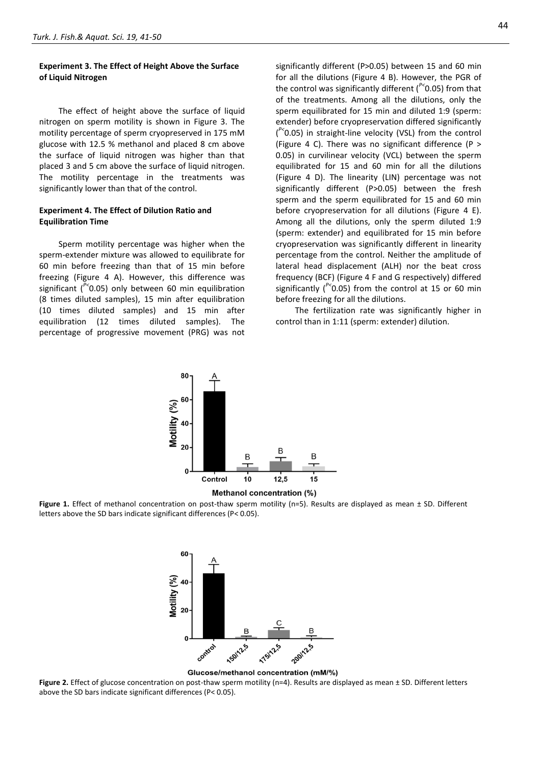### Experiment 3. The Effect of Height Above the Surface of Liquid Nitrogen

The effect of height above the surface of liquid nitrogen on sperm motility is shown in Figure 3. The motility percentage of sperm cryopreserved in 175 mM glucose with 12.5 % methanol and placed 8 cm above the surface of liquid nitrogen was higher than that placed 3 and 5 cm above the surface of liquid nitrogen. The motility percentage in the treatments was significantly lower than that of the control.

### Experiment 4. The Effect of Dilution Ratio and Equilibration Time

Sperm motility percentage was higher when the sperm-extender mixture was allowed to equilibrate for 60 min before freezing than that of 15 min before freezing (Figure 4 A). However, this difference was significant ($^{P<}$0.05) only between 60 min equilibration (8 times diluted samples), 15 min after equilibration (10 times diluted samples) and 15 min after equilibration (12 times diluted samples). The percentage of progressive movement (PRG) was not significantly different (P>0.05) between 15 and 60 min for all the dilutions (Figure 4 B). However, the PGR of the control was significantly different ($^{P<}$0.05) from that of the treatments. Among all the dilutions, only the sperm equilibrated for 15 min and diluted 1:9 (sperm: extender) before cryopreservation differed significantly ($^{P<}$0.05) in straight-line velocity (VSL) from the control (Figure 4 C). There was no significant difference (P > 0.05) in curvilinear velocity (VCL) between the sperm equilibrated for 15 and 60 min for all the dilutions (Figure 4 D). The linearity (LIN) percentage was not significantly different (P>0.05) between the fresh sperm and the sperm equilibrated for 15 and 60 min before cryopreservation for all dilutions (Figure 4 E). Among all the dilutions, only the sperm diluted 1:9 (sperm: extender) and equilibrated for 15 min before cryopreservation was significantly different in linearity percentage from the control. Neither the amplitude of lateral head displacement (ALH) nor the beat cross frequency (BCF) (Figure 4 F and G respectively) differed significantly ($^{P<}$0.05) from the control at 15 or 60 min before freezing for all the dilutions.

The fertilization rate was significantly higher in control than in 1:11 (sperm: extender) dilution.

Motility (%)
80
60
40
20
0
A
B
B
B
Control
10
12,5
15
Methanol concentration (%)

**Figure 1.** Effect of methanol concentration on post-thaw sperm motility (n=5). Results are displayed as mean ± SD. Different letters above the SD bars indicate significant differences (P< 0.05).

Motility (%)
60
40
20
0
A
B
C
B
control
150/12,5
175/12,5
200/12,5
Glucose/methanol concentration (mM/%)

**Figure 2.** Effect of glucose concentration on post-thaw sperm motility (n=4). Results are displayed as mean ± SD. Different letters above the SD bars indicate significant differences (P< 0.05).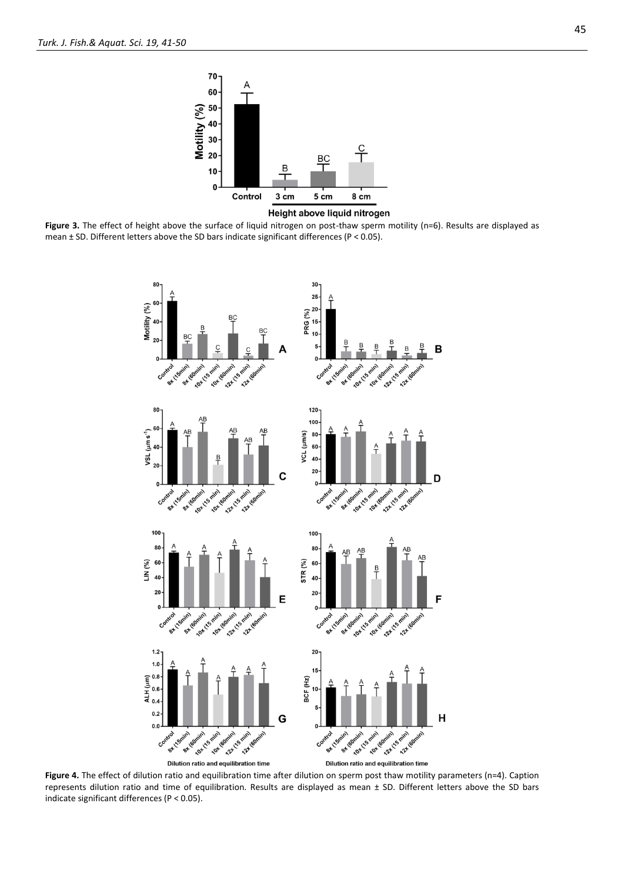**Figure 3.** The effect of height above the surface of liquid nitrogen on post-thaw sperm motility (n=6). Results are displayed as mean ± SD. Different letters above the SD bars indicate significant differences (P < 0.05).

**Figure 4.** The effect of dilution ratio and equilibration time after dilution on sperm post thaw motility parameters (n=4). Caption represents dilution ratio and time of equilibration. Results are displayed as mean ± SD. Different letters above the SD bars indicate significant differences (P < 0.05).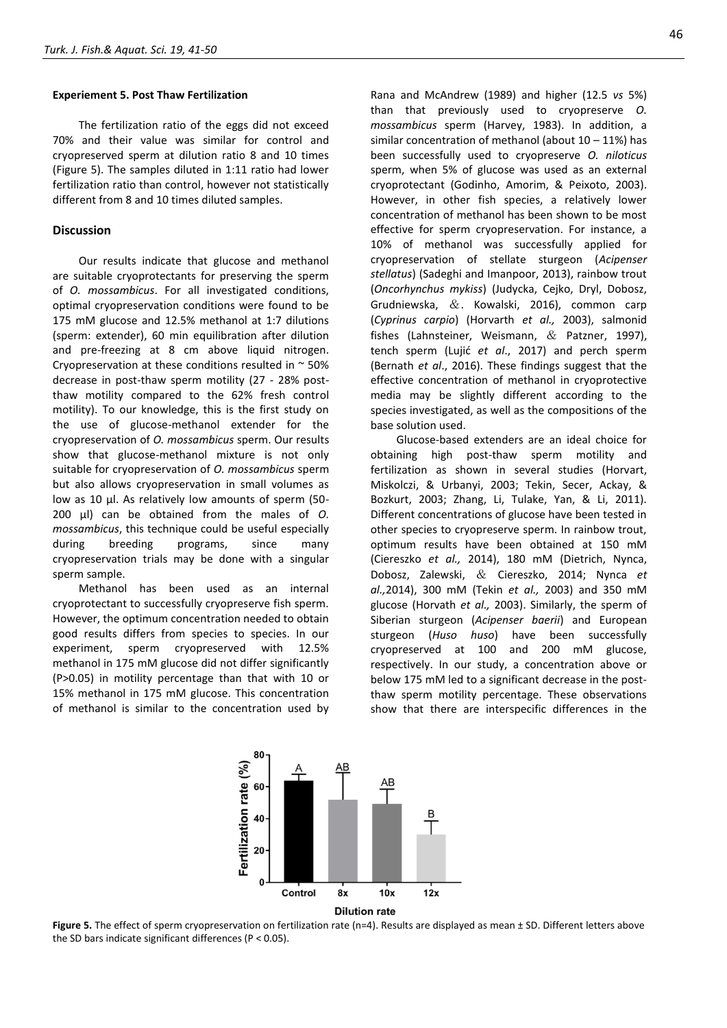#### Experiement 5. Post Thaw Fertilization

The fertilization ratio of the eggs did not exceed 70% and their value was similar for control and cryopreserved sperm at dilution ratio 8 and 10 times (Figure 5). The samples diluted in 1:11 ratio had lower fertilization ratio than control, however not statistically different from 8 and 10 times diluted samples.

## Discussion

Our results indicate that glucose and methanol are suitable cryoprotectants for preserving the sperm of *O. mossambicus*. For all investigated conditions, optimal cryopreservation conditions were found to be 175 mM glucose and 12.5% methanol at 1:7 dilutions (sperm: extender), 60 min equilibration after dilution and pre-freezing at 8 cm above liquid nitrogen. Cryopreservation at these conditions resulted in ~ 50% decrease in post-thaw sperm motility (27 - 28% post-thaw motility compared to the 62% fresh control motility). To our knowledge, this is the first study on the use of glucose-methanol extender for the cryopreservation of *O. mossambicus* sperm. Our results show that glucose-methanol mixture is not only suitable for cryopreservation of *O. mossambicus* sperm but also allows cryopreservation in small volumes as low as 10 µl. As relatively low amounts of sperm (50-200 µl) can be obtained from the males of *O. mossambicus*, this technique could be useful especially during breeding programs, since many cryopreservation trials may be done with a singular sperm sample.

Methanol has been used as an internal cryoprotectant to successfully cryopreserve fish sperm. However, the optimum concentration needed to obtain good results differs from species to species. In our experiment, sperm cryopreserved with 12.5% methanol in 175 mM glucose did not differ significantly (P>0.05) in motility percentage than that with 10 or 15% methanol in 175 mM glucose. This concentration of methanol is similar to the concentration used by Rana and McAndrew (1989) and higher (12.5 *vs* 5%) than that previously used to cryopreserve *O. mossambicus* sperm (Harvey, 1983). In addition, a similar concentration of methanol (about 10 – 11%) has been successfully used to cryopreserve *O. niloticus* sperm, when 5% of glucose was used as an external cryoprotectant (Godinho, Amorim, & Peixoto, 2003). However, in other fish species, a relatively lower concentration of methanol has been shown to be most effective for sperm cryopreservation. For instance, a 10% of methanol was successfully applied for cryopreservation of stellate sturgeon (*Acipenser stellatus*) (Sadeghi and Imanpoor, 2013), rainbow trout (*Oncorhynchus mykiss*) (Judycka, Cejko, Dryl, Dobosz, Grudniewska, & Kowalski, 2016), common carp (*Cyprinus carpio*) (Horvarth *et al.,* 2003), salmonid fishes (Lahnsteiner, Weismann, & Patzner, 1997), tench sperm (Lujić *et al*., 2017) and perch sperm (Bernath *et al*., 2016). These findings suggest that the effective concentration of methanol in cryoprotective media may be slightly different according to the species investigated, as well as the compositions of the base solution used.

Glucose-based extenders are an ideal choice for obtaining high post-thaw sperm motility and fertilization as shown in several studies (Horvart, Miskolczi, & Urbanyi, 2003; Tekin, Secer, Ackay, & Bozkurt, 2003; Zhang, Li, Tulake, Yan, & Li, 2011). Different concentrations of glucose have been tested in other species to cryopreserve sperm. In rainbow trout, optimum results have been obtained at 150 mM (Ciereszko *et al.,* 2014), 180 mM (Dietrich, Nynca, Dobosz, Zalewski, & Ciereszko, 2014; Nynca *et al.,*2014), 300 mM (Tekin *et al.,* 2003) and 350 mM glucose (Horvath *et al.,* 2003). Similarly, the sperm of Siberian sturgeon (*Acipenser baerii*) and European sturgeon (*Huso huso*) have been successfully cryopreserved at 100 and 200 mM glucose, respectively. In our study, a concentration above or below 175 mM led to a significant decrease in the post-thaw sperm motility percentage. These observations show that there are interspecific differences in the

Fertilization rate (%)
80
60
40
20
0
A
AB
AB
B
Control
8x
10x
12x
Dilution rate

**Figure 5.** The effect of sperm cryopreservation on fertilization rate (n=4). Results are displayed as mean ± SD. Different letters above the SD bars indicate significant differences (P < 0.05).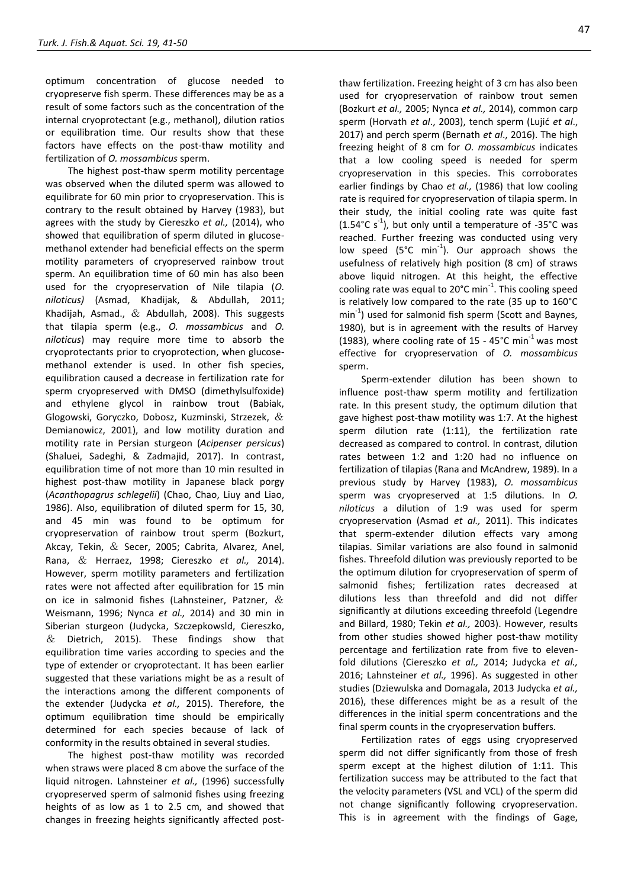optimum concentration of glucose needed to cryopreserve fish sperm. These differences may be as a result of some factors such as the concentration of the internal cryoprotectant (e.g., methanol), dilution ratios or equilibration time. Our results show that these factors have effects on the post-thaw motility and fertilization of *O. mossambicus* sperm.

The highest post-thaw sperm motility percentage was observed when the diluted sperm was allowed to equilibrate for 60 min prior to cryopreservation. This is contrary to the result obtained by Harvey (1983), but agrees with the study by Ciereszko *et al.,* (2014), who showed that equilibration of sperm diluted in glucose-methanol extender had beneficial effects on the sperm motility parameters of cryopreserved rainbow trout sperm. An equilibration time of 60 min has also been used for the cryopreservation of Nile tilapia (*O. niloticus)* (Asmad, Khadijak, & Abdullah, 2011; Khadijah, Asmad., & Abdullah, 2008). This suggests that tilapia sperm (e.g., *O. mossambicus* and *O. niloticus*) may require more time to absorb the cryoprotectants prior to cryoprotection, when glucose-methanol extender is used. In other fish species, equilibration caused a decrease in fertilization rate for sperm cryopreserved with DMSO (dimethylsulfoxide) and ethylene glycol in rainbow trout (Babiak, Glogowski, Goryczko, Dobosz, Kuzminski, Strzezek, & Demianowicz, 2001), and low motility duration and motility rate in Persian sturgeon (*Acipenser persicus*) (Shaluei, Sadeghi, & Zadmajid, 2017). In contrast, equilibration time of not more than 10 min resulted in highest post-thaw motility in Japanese black porgy (*Acanthopagrus schlegelii*) (Chao, Chao, Liuy and Liao, 1986). Also, equilibration of diluted sperm for 15, 30, and 45 min was found to be optimum for cryopreservation of rainbow trout sperm (Bozkurt, Akcay, Tekin, & Secer, 2005; Cabrita, Alvarez, Anel, Rana, & Herraez, 1998; Ciereszko *et al.,* 2014). However, sperm motility parameters and fertilization rates were not affected after equilibration for 15 min on ice in salmonid fishes (Lahnsteiner, Patzner, & Weismann, 1996; Nynca *et al.,* 2014) and 30 min in Siberian sturgeon (Judycka, Szczepkowsld, Ciereszko, & Dietrich, 2015). These findings show that equilibration time varies according to species and the type of extender or cryoprotectant. It has been earlier suggested that these variations might be as a result of the interactions among the different components of the extender (Judycka *et al.,* 2015). Therefore, the optimum equilibration time should be empirically determined for each species because of lack of conformity in the results obtained in several studies.

The highest post-thaw motility was recorded when straws were placed 8 cm above the surface of the liquid nitrogen. Lahnsteiner *et al.,* (1996) successfully cryopreserved sperm of salmonid fishes using freezing heights of as low as 1 to 2.5 cm, and showed that changes in freezing heights significantly affected post-thaw fertilization. Freezing height of 3 cm has also been used for cryopreservation of rainbow trout semen (Bozkurt *et al.,* 2005; Nynca *et al.,* 2014), common carp sperm (Horvath *et al*., 2003), tench sperm (Lujić *et al*., 2017) and perch sperm (Bernath *et al*., 2016). The high freezing height of 8 cm for *O. mossambicus* indicates that a low cooling speed is needed for sperm cryopreservation in this species. This corroborates earlier findings by Chao *et al.,* (1986) that low cooling rate is required for cryopreservation of tilapia sperm. In their study, the initial cooling rate was quite fast (1.54°C $s^{-1}$), but only until a temperature of -35°C was reached. Further freezing was conducted using very low speed (5°C $min^{-1}$). Our approach shows the usefulness of relatively high position (8 cm) of straws above liquid nitrogen. At this height, the effective cooling rate was equal to 20°C $min^{-1}$. This cooling speed is relatively low compared to the rate (35 up to 160°C $min^{-1}$) used for salmonid fish sperm (Scott and Baynes, 1980), but is in agreement with the results of Harvey (1983), where cooling rate of 15 - 45°C $min^{-1}$ was most effective for cryopreservation of *O. mossambicus* sperm.

Sperm-extender dilution has been shown to influence post-thaw sperm motility and fertilization rate. In this present study, the optimum dilution that gave highest post-thaw motility was 1:7. At the highest sperm dilution rate (1:11), the fertilization rate decreased as compared to control. In contrast, dilution rates between 1:2 and 1:20 had no influence on fertilization of tilapias (Rana and McAndrew, 1989). In a previous study by Harvey (1983), *O. mossambicus* sperm was cryopreserved at 1:5 dilutions. In *O. niloticus* a dilution of 1:9 was used for sperm cryopreservation (Asmad *et al.,* 2011). This indicates that sperm-extender dilution effects vary among tilapias. Similar variations are also found in salmonid fishes. Threefold dilution was previously reported to be the optimum dilution for cryopreservation of sperm of salmonid fishes; fertilization rates decreased at dilutions less than threefold and did not differ significantly at dilutions exceeding threefold (Legendre and Billard, 1980; Tekin *et al.,* 2003). However, results from other studies showed higher post-thaw motility percentage and fertilization rate from five to eleven-fold dilutions (Ciereszko *et al.,* 2014; Judycka *et al.,* 2016; Lahnsteiner *et al.,* 1996). As suggested in other studies (Dziewulska and Domagala, 2013 Judycka *et al.,* 2016), these differences might be as a result of the differences in the initial sperm concentrations and the final sperm counts in the cryopreservation buffers.

Fertilization rates of eggs using cryopreserved sperm did not differ significantly from those of fresh sperm except at the highest dilution of 1:11. This fertilization success may be attributed to the fact that the velocity parameters (VSL and VCL) of the sperm did not change significantly following cryopreservation. This is in agreement with the findings of Gage,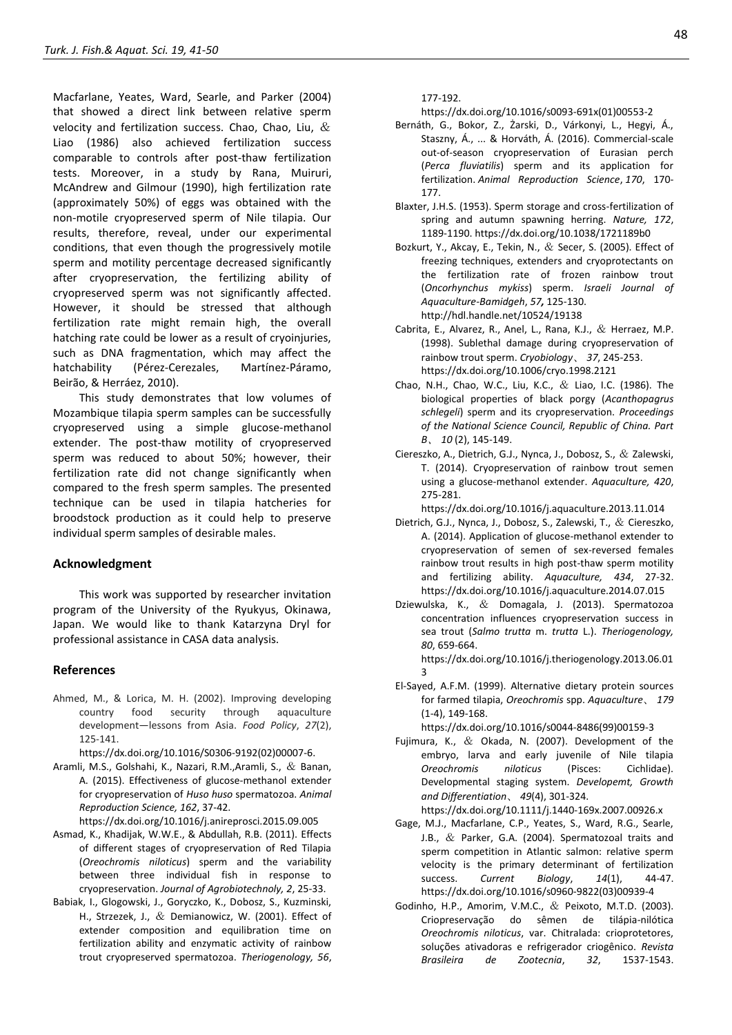Macfarlane, Yeates, Ward, Searle, and Parker (2004) that showed a direct link between relative sperm velocity and fertilization success. Chao, Chao, Liu, & Liao (1986) also achieved fertilization success comparable to controls after post-thaw fertilization tests. Moreover, in a study by Rana, Muiruri, McAndrew and Gilmour (1990), high fertilization rate (approximately 50%) of eggs was obtained with the non-motile cryopreserved sperm of Nile tilapia. Our results, therefore, reveal, under our experimental conditions, that even though the progressively motile sperm and motility percentage decreased significantly after cryopreservation, the fertilizing ability of cryopreserved sperm was not significantly affected. However, it should be stressed that although fertilization rate might remain high, the overall hatching rate could be lower as a result of cryoinjuries, such as DNA fragmentation, which may affect the hatchability (Pérez-Cerezales, Martínez-Páramo, Beirão, & Herráez, 2010).

This study demonstrates that low volumes of Mozambique tilapia sperm samples can be successfully cryopreserved using a simple glucose-methanol extender. The post-thaw motility of cryopreserved sperm was reduced to about 50%; however, their fertilization rate did not change significantly when compared to the fresh sperm samples. The presented technique can be used in tilapia hatcheries for broodstock production as it could help to preserve individual sperm samples of desirable males.

## Acknowledgment

This work was supported by researcher invitation program of the University of the Ryukyus, Okinawa, Japan. We would like to thank Katarzyna Dryl for professional assistance in CASA data analysis.

## References

Ahmed, M., & Lorica, M. H. (2002). Improving developing country food security through aquaculture development—lessons from Asia. *Food Policy*, *27*(2), 125-141. https://dx.doi.org/10.1016/S0306-9192(02)00007-6.

Aramli, M.S., Golshahi, K., Nazari, R.M.,Aramli, S., & Banan, A. (2015). Effectiveness of glucose-methanol extender for cryopreservation of *Huso huso* spermatozoa. *Animal Reproduction Science, 162*, 37-42. https://dx.doi.org/10.1016/j.anireprosci.2015.09.005

Asmad, K., Khadijak, W.W.E., & Abdullah, R.B. (2011). Effects of different stages of cryopreservation of Red Tilapia (*Oreochromis niloticus*) sperm and the variability between three individual fish in response to cryopreservation. *Journal of Agrobiotechnoly, 2*, 25-33.

Babiak, I., Glogowski, J., Goryczko, K., Dobosz, S., Kuzminski, H., Strzezek, J., & Demianowicz, W. (2001). Effect of extender composition and equilibration time on fertilization ability and enzymatic activity of rainbow trout cryopreserved spermatozoa. *Theriogenology, 56*, 177-192. https://dx.doi.org/10.1016/s0093-691x(01)00553-2

Bernáth, G., Bokor, Z., Żarski, D., Várkonyi, L., Hegyi, Á., Staszny, Á., ... & Horváth, Á. (2016). Commercial-scale out-of-season cryopreservation of Eurasian perch (*Perca fluviatilis*) sperm and its application for fertilization. *Animal Reproduction Science*, *170*, 170-177.

Blaxter, J.H.S. (1953). Sperm storage and cross-fertilization of spring and autumn spawning herring. *Nature, 172*, 1189-1190. https://dx.doi.org/10.1038/1721189b0

Bozkurt, Y., Akcay, E., Tekin, N., & Secer, S. (2005). Effect of freezing techniques, extenders and cryoprotectants on the fertilization rate of frozen rainbow trout (*Oncorhynchus mykiss*) sperm. *Israeli Journal of Aquaculture-Bamidgeh*, *57***,** 125-130. http://hdl.handle.net/10524/19138

Cabrita, E., Alvarez, R., Anel, L., Rana, K.J., & Herraez, M.P. (1998). Sublethal damage during cryopreservation of rainbow trout sperm. *Cryobiology*、 *37*, 245-253. https://dx.doi.org/10.1006/cryo.1998.2121

Chao, N.H., Chao, W.C., Liu, K.C., & Liao, I.C. (1986). The biological properties of black porgy (*Acanthopagrus schlegeli*) sperm and its cryopreservation. *Proceedings of the National Science Council, Republic of China. Part B*、 *10* (2), 145-149.

Ciereszko, A., Dietrich, G.J., Nynca, J., Dobosz, S., & Zalewski, T. (2014). Cryopreservation of rainbow trout semen using a glucose-methanol extender. *Aquaculture, 420*, 275-281. https://dx.doi.org/10.1016/j.aquaculture.2013.11.014

Dietrich, G.J., Nynca, J., Dobosz, S., Zalewski, T., & Ciereszko, A. (2014). Application of glucose-methanol extender to cryopreservation of semen of sex-reversed females rainbow trout results in high post-thaw sperm motility and fertilizing ability. *Aquaculture, 434*, 27-32. https://dx.doi.org/10.1016/j.aquaculture.2014.07.015

Dziewulska, K., & Domagala, J. (2013). Spermatozoa concentration influences cryopreservation success in sea trout (*Salmo trutta* m. *trutta* L.). *Theriogenology, 80*, 659-664. https://dx.doi.org/10.1016/j.theriogenology.2013.06.013

El-Sayed, A.F.M. (1999). Alternative dietary protein sources for farmed tilapia, *Oreochromis* spp. *Aquaculture*、 *179* (1-4), 149-168. https://dx.doi.org/10.1016/s0044-8486(99)00159-3

Fujimura, K., & Okada, N. (2007). Development of the embryo, larva and early juvenile of Nile tilapia *Oreochromis niloticus* (Pisces: Cichlidae). Developmental staging system. *Developemt, Growth and Differentiation*、 *49*(4), 301-324. https://dx.doi.org/10.1111/j.1440-169x.2007.00926.x

Gage, M.J., Macfarlane, C.P., Yeates, S., Ward, R.G., Searle, J.B., & Parker, G.A. (2004). Spermatozoal traits and sperm competition in Atlantic salmon: relative sperm velocity is the primary determinant of fertilization success. *Current Biology*, *14*(1), 44-47. https://dx.doi.org/10.1016/s0960-9822(03)00939-4

Godinho, H.P., Amorim, V.M.C., & Peixoto, M.T.D. (2003). Criopreservação do sêmen de tilápia-nilótica *Oreochromis niloticus*, var. Chitralada: crioprotetores, soluções ativadoras e refrigerador criogênico. *Revista Brasileira de Zootecnia*, *32*, 1537-1543.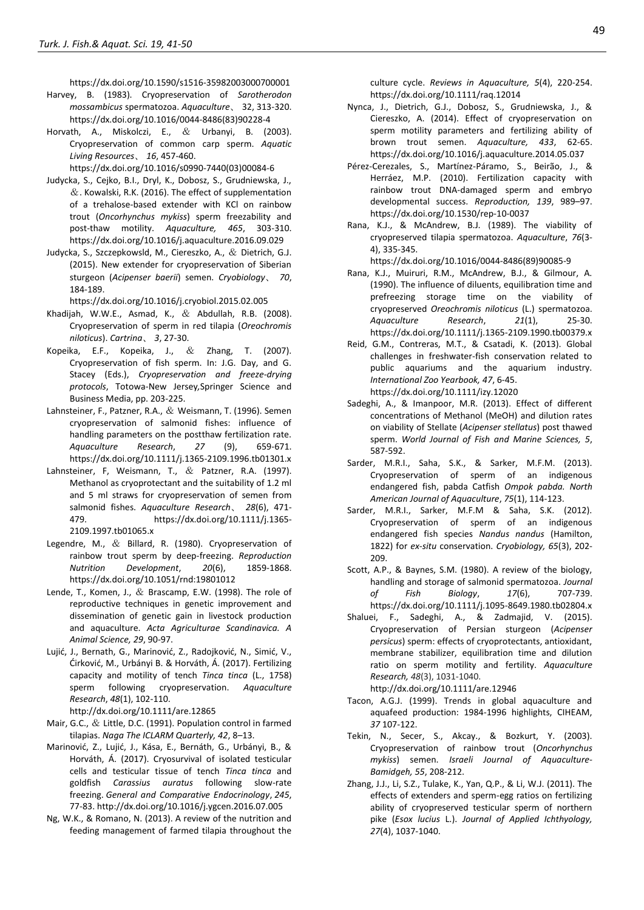https://dx.doi.org/10.1590/s1516-35982003000700001

Harvey, B. (1983). Cryopreservation of *Sarotherodon mossambicus* spermatozoa. *Aquaculture*、 32, 313-320. https://dx.doi.org/10.1016/0044-8486(83)90228-4

Horvath, A., Miskolczi, E., & Urbanyi, B. (2003). Cryopreservation of common carp sperm. *Aquatic Living Resources*、 *16*, 457-460. https://dx.doi.org/10.1016/s0990-7440(03)00084-6

Judycka, S., Cejko, B.I., Dryl, K., Dobosz, S., Grudniewska, J., & . Kowalski, R.K. (2016). The effect of supplementation of a trehalose-based extender with KCl on rainbow trout (*Oncorhynchus mykiss*) sperm freezability and post-thaw motility. *Aquaculture, 465*, 303-310. https://dx.doi.org/10.1016/j.aquaculture.2016.09.029

Judycka, S., Szczepkowsld, M., Ciereszko, A., & Dietrich, G.J. (2015). New extender for cryopreservation of Siberian sturgeon (*Acipenser baerii*) semen. *Cryobiology*、 *70*, 184-189. https://dx.doi.org/10.1016/j.cryobiol.2015.02.005

Khadijah, W.W.E., Asmad, K., & Abdullah, R.B. (2008). Cryopreservation of sperm in red tilapia (*Oreochromis niloticus*). *Cartrina*、 *3*, 27-30.

Kopeika, E.F., Kopeika, J., & Zhang, T. (2007). Cryopreservation of fish sperm. In: J.G. Day, and G. Stacey (Eds.), *Cryopreservation and freeze-drying protocols*, Totowa-New Jersey,Springer Science and Business Media, pp. 203-225.

Lahnsteiner, F., Patzner, R.A., & Weismann, T. (1996). Semen cryopreservation of salmonid fishes: influence of handling parameters on the postthaw fertilization rate. *Aquaculture Research*, *27* (9), 659-671. https://dx.doi.org/10.1111/j.1365-2109.1996.tb01301.x

Lahnsteiner, F, Weismann, T., & Patzner, R.A. (1997). Methanol as cryoprotectant and the suitability of 1.2 ml and 5 ml straws for cryopreservation of semen from salmonid fishes. *Aquaculture Research*、 *28*(6), 471-479. https://dx.doi.org/10.1111/j.1365-2109.1997.tb01065.x

Legendre, M., & Billard, R. (1980). Cryopreservation of rainbow trout sperm by deep-freezing. *Reproduction Nutrition Development*, *20*(6), 1859-1868. https://dx.doi.org/10.1051/rnd:19801012

Lende, T., Komen, J., & Brascamp, E.W. (1998). The role of reproductive techniques in genetic improvement and dissemination of genetic gain in livestock production and aquaculture. *Acta Agriculturae Scandinavica. A Animal Science, 29*, 90-97.

Lujić, J., Bernath, G., Marinović, Z., Radojković, N., Simić, V., Ćirković, M., Urbányi B. & Horváth, Á. (2017). Fertilizing capacity and motility of tench *Tinca tinca* (L., 1758) sperm following cryopreservation. *Aquaculture Research*, *48*(1), 102-110. http://dx.doi.org/10.1111/are.12865

Mair, G.C., & Little, D.C. (1991). Population control in farmed tilapias. *Naga The ICLARM Quarterly, 42*, 8–13.

Marinović, Z., Lujić, J., Kása, E., Bernáth, G., Urbányi, B., & Horváth, Á. (2017). Cryosurvival of isolated testicular cells and testicular tissue of tench *Tinca tinca* and goldfish *Carassius auratus* following slow-rate freezing. *General and Comparative Endocrinology*, *245*, 77-83. http://dx.doi.org/10.1016/j.ygcen.2016.07.005

Ng, W.K., & Romano, N. (2013). A review of the nutrition and feeding management of farmed tilapia throughout the culture cycle. *Reviews in Aquaculture, 5*(4), 220-254. https://dx.doi.org/10.1111/raq.12014

Nynca, J., Dietrich, G.J., Dobosz, S., Grudniewska, J., & Ciereszko, A. (2014). Effect of cryopreservation on sperm motility parameters and fertilizing ability of brown trout semen. *Aquaculture, 433*, 62-65. https://dx.doi.org/10.1016/j.aquaculture.2014.05.037

Pérez-Cerezales, S., Martínez-Páramo, S., Beirão, J., & Herráez, M.P. (2010). Fertilization capacity with rainbow trout DNA-damaged sperm and embryo developmental success. *Reproduction, 139*, 989–97. https://dx.doi.org/10.1530/rep-10-0037

Rana, K.J., & McAndrew, B.J. (1989). The viability of cryopreserved tilapia spermatozoa. *Aquaculture*, *76*(3-4), 335-345. https://dx.doi.org/10.1016/0044-8486(89)90085-9

Rana, K.J., Muiruri, R.M., McAndrew, B.J., & Gilmour, A. (1990). The influence of diluents, equilibration time and prefreezing storage time on the viability of cryopreserved *Oreochromis niloticus* (L.) spermatozoa. *Aquaculture Research*, *21*(1), 25-30. https://dx.doi.org/10.1111/j.1365-2109.1990.tb00379.x

Reid, G.M., Contreras, M.T., & Csatadi, K. (2013). Global challenges in freshwater-fish conservation related to public aquariums and the aquarium industry. *International Zoo Yearbook, 47*, 6-45. https://dx.doi.org/10.1111/izy.12020

Sadeghi, A., & Imanpoor, M.R. (2013). Effect of different concentrations of Methanol (MeOH) and dilution rates on viability of Stellate (*Acipenser stellatus*) post thawed sperm. *World Journal of Fish and Marine Sciences, 5*, 587-592.

Sarder, M.R.I., Saha, S.K., & Sarker, M.F.M. (2013). Cryopreservation of sperm of an indigenous endangered fish, pabda Catfish *Ompok pabda. North American Journal of Aquaculture*, *75*(1), 114-123.

Sarder, M.R.I., Sarker, M.F.M & Saha, S.K. (2012). Cryopreservation of sperm of an indigenous endangered fish species *Nandus nandus* (Hamilton, 1822) for *ex-situ* conservation. *Cryobiology, 65*(3), 202-209.

Scott, A.P., & Baynes, S.M. (1980). A review of the biology, handling and storage of salmonid spermatozoa. *Journal of Fish Biology*, *17*(6), 707-739. https://dx.doi.org/10.1111/j.1095-8649.1980.tb02804.x

Shaluei, F., Sadeghi, A., & Zadmajid, V. (2015). Cryopreservation of Persian sturgeon (*Acipenser persicus*) sperm: effects of cryoprotectants, antioxidant, membrane stabilizer, equilibration time and dilution ratio on sperm motility and fertility. *Aquaculture Research, 48*(3), 1031-1040. http://dx.doi.org/10.1111/are.12946

Tacon, A.G.J. (1999). Trends in global aquaculture and aquafeed production: 1984-1996 highlights, CIHEAM, *37* 107-122.

Tekin, N., Secer, S., Akcay., & Bozkurt, Y. (2003). Cryopreservation of rainbow trout (*Oncorhynchus mykiss*) semen. *Israeli Journal of Aquaculture-Bamidgeh, 55*, 208-212.

Zhang, J.J., Li, S.Z., Tulake, K., Yan, Q.P., & Li, W.J. (2011). The effects of extenders and sperm-egg ratios on fertilizing ability of cryopreserved testicular sperm of northern pike (*Esox lucius* L.). *Journal of Applied Ichthyology, 27*(4), 1037-1040.